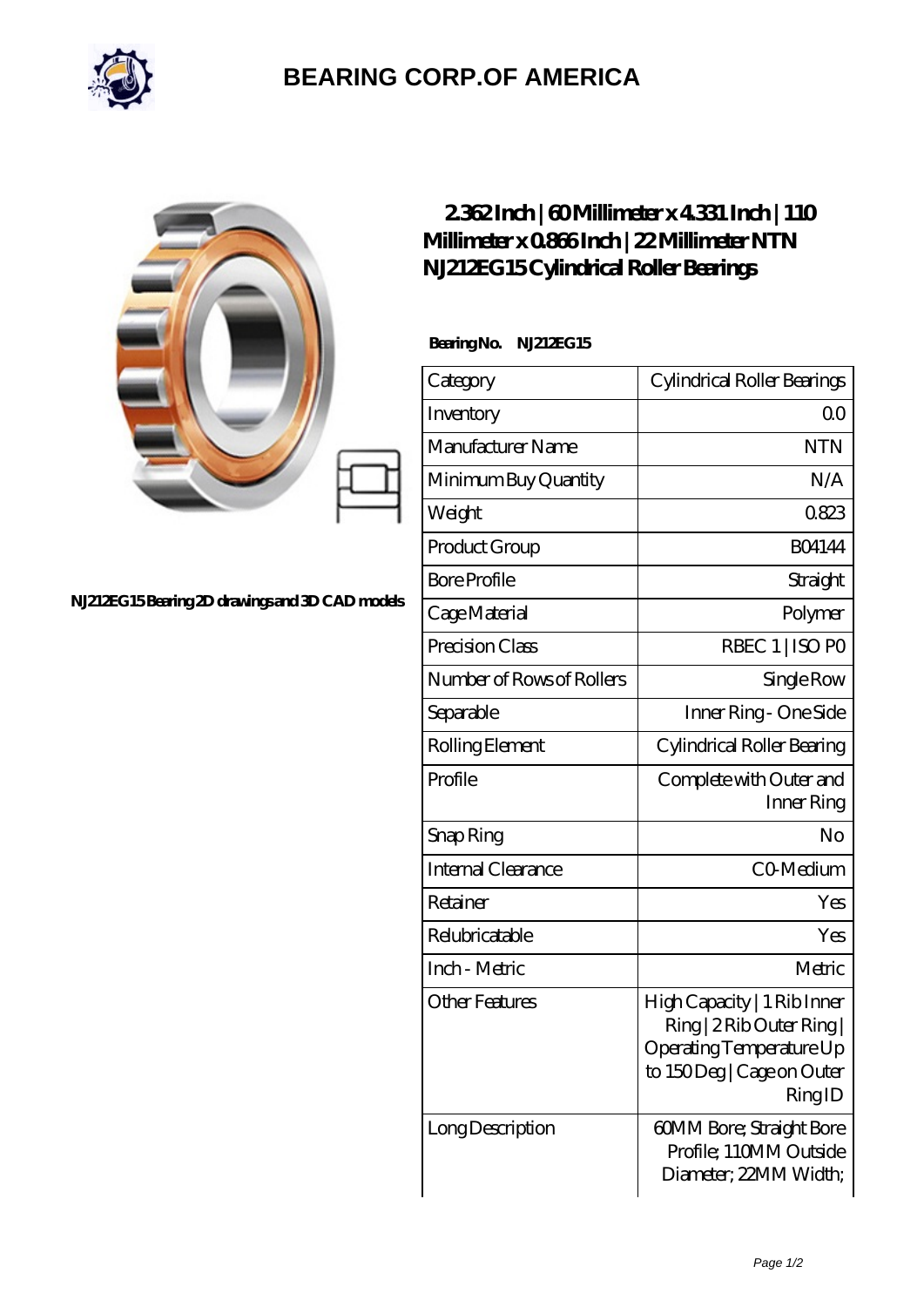# BEARING CORP.OF AMERICA

NJ212EG15 Bearing 2D drawings and 3D CAD models

## 2.362 Inch | 60 Millimeter x 4.331 Inch | 110 Millimeter x 0.866 Inch | 22 Millimeter NTN NJ212EG15 Cylindrical Roller Bearings

**Bearing No. NJ212EG15**

| Category | Cylindrical Roller Bearings |
|---|---|
| Inventory | 0.0 |
| Manufacturer Name | NTN |
| Minimum Buy Quantity | N/A |
| Weight | 0.823 |
| Product Group | B04144 |
| Bore Profile | Straight |
| Cage Material | Polymer |
| Precision Class | RBEC 1 \| ISO P0 |
| Number of Rows of Rollers | Single Row |
| Separable | Inner Ring - One Side |
| Rolling Element | Cylindrical Roller Bearing |
| Profile | Complete with Outer and Inner Ring |
| Snap Ring | No |
| Internal Clearance | C0-Medium |
| Retainer | Yes |
| Relubricatable | Yes |
| Inch - Metric | Metric |
| Other Features | High Capacity \| 1 Rib Inner Ring \| 2 Rib Outer Ring \| Operating Temperature Up to 150 Deg \| Cage on Outer Ring ID |
| Long Description | 60MM Bore; Straight Bore Profile; 110MM Outside Diameter; 22MM Width; |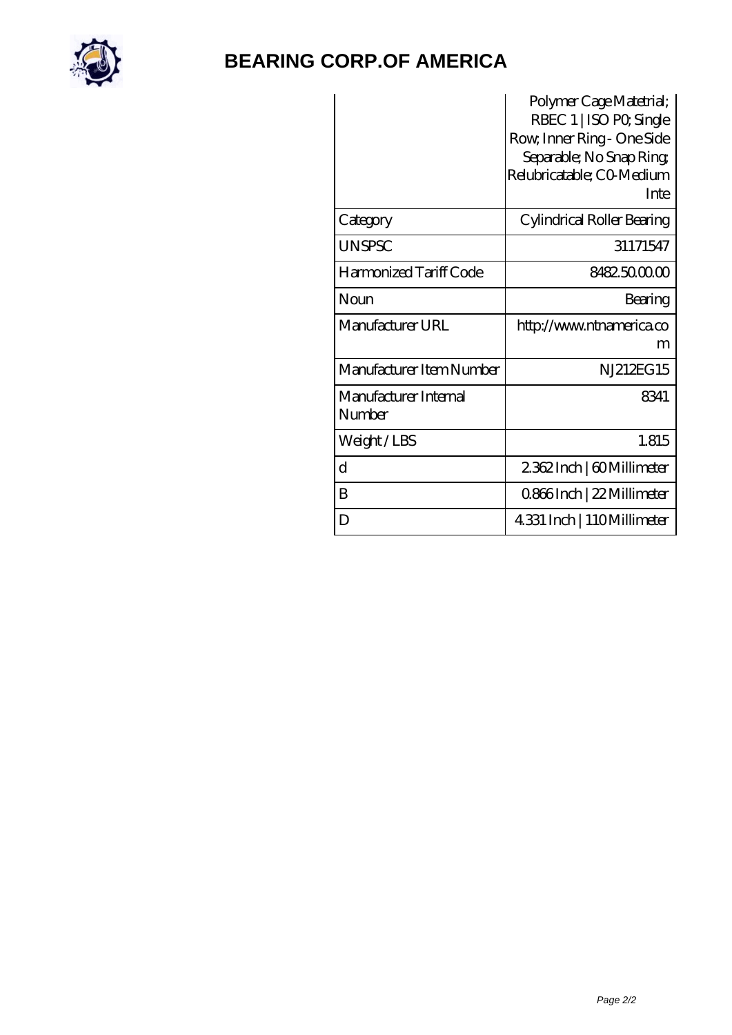| | |
|---|---|
| | Polymer Cage Matetrial; RBEC 1 \| ISO P0; Single Row; Inner Ring - One Side Separable; No Snap Ring; Relubricatable; C0-Medium Inte |
| Category | Cylindrical Roller Bearing |
| UNSPSC | 31171547 |
| Harmonized Tariff Code | 8482.50.00.00 |
| Noun | Bearing |
| Manufacturer URL | http://www.ntnamerica.com |
| Manufacturer Item Number | NJ212EG15 |
| Manufacturer Internal Number | 8341 |
| Weight / LBS | 1.815 |
| d | 2.362 Inch \| 60 Millimeter |
| B | 0.866 Inch \| 22 Millimeter |
| D | 4.331 Inch \| 110 Millimeter |